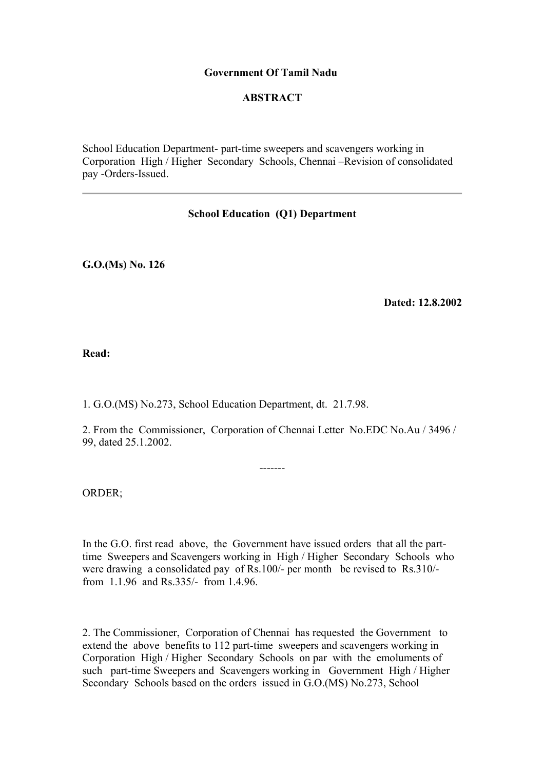**Government Of Tamil Nadu**

**ABSTRACT**

School Education Department- part-time sweepers and scavengers working in Corporation High / Higher Secondary Schools, Chennai –Revision of consolidated pay -Orders-Issued.

---

**School Education (Q1) Department**

**G.O.(Ms) No. 126**

**Dated: 12.8.2002**

**Read:**

1. G.O.(MS) No.273, School Education Department, dt. 21.7.98.

2. From the Commissioner, Corporation of Chennai Letter No.EDC No.Au / 3496 / 99, dated 25.1.2002.

-------

ORDER;

In the G.O. first read above, the Government have issued orders that all the part-time Sweepers and Scavengers working in High / Higher Secondary Schools who were drawing a consolidated pay of Rs.100/- per month be revised to Rs.310/- from 1.1.96 and Rs.335/- from 1.4.96.

2. The Commissioner, Corporation of Chennai has requested the Government to extend the above benefits to 112 part-time sweepers and scavengers working in Corporation High / Higher Secondary Schools on par with the emoluments of such part-time Sweepers and Scavengers working in Government High / Higher Secondary Schools based on the orders issued in G.O.(MS) No.273, School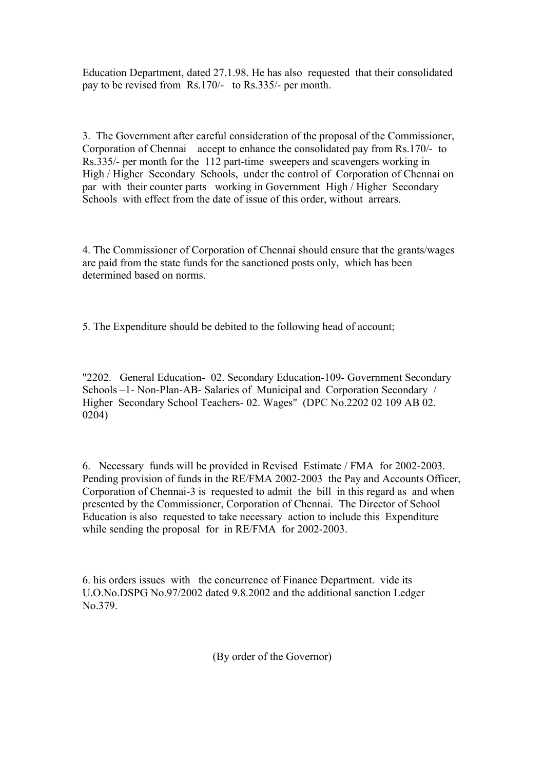Education Department, dated 27.1.98. He has also requested that their consolidated pay to be revised from Rs.170/- to Rs.335/- per month.

3. The Government after careful consideration of the proposal of the Commissioner, Corporation of Chennai accept to enhance the consolidated pay from Rs.170/- to Rs.335/- per month for the 112 part-time sweepers and scavengers working in High / Higher Secondary Schools, under the control of Corporation of Chennai on par with their counter parts working in Government High / Higher Secondary Schools with effect from the date of issue of this order, without arrears.

4. The Commissioner of Corporation of Chennai should ensure that the grants/wages are paid from the state funds for the sanctioned posts only, which has been determined based on norms.

5. The Expenditure should be debited to the following head of account;

"2202. General Education- 02. Secondary Education-109- Government Secondary Schools –1- Non-Plan-AB- Salaries of Municipal and Corporation Secondary / Higher Secondary School Teachers- 02. Wages" (DPC No.2202 02 109 AB 02. 0204)

6. Necessary funds will be provided in Revised Estimate / FMA for 2002-2003. Pending provision of funds in the RE/FMA 2002-2003 the Pay and Accounts Officer, Corporation of Chennai-3 is requested to admit the bill in this regard as and when presented by the Commissioner, Corporation of Chennai. The Director of School Education is also requested to take necessary action to include this Expenditure while sending the proposal for in RE/FMA for 2002-2003.

6. his orders issues with the concurrence of Finance Department. vide its U.O.No.DSPG No.97/2002 dated 9.8.2002 and the additional sanction Ledger No.379.

(By order of the Governor)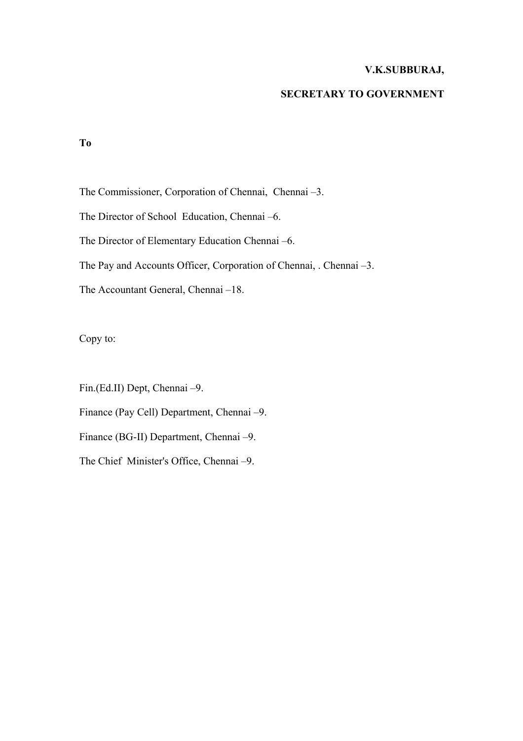**V.K.SUBBURAJ,**

**SECRETARY TO GOVERNMENT**

**To**

The Commissioner, Corporation of Chennai, Chennai –3.

The Director of School Education, Chennai –6.

The Director of Elementary Education Chennai –6.

The Pay and Accounts Officer, Corporation of Chennai, . Chennai –3.

The Accountant General, Chennai –18.

Copy to:

Fin.(Ed.II) Dept, Chennai –9.

Finance (Pay Cell) Department, Chennai –9.

Finance (BG-II) Department, Chennai –9.

The Chief Minister's Office, Chennai –9.